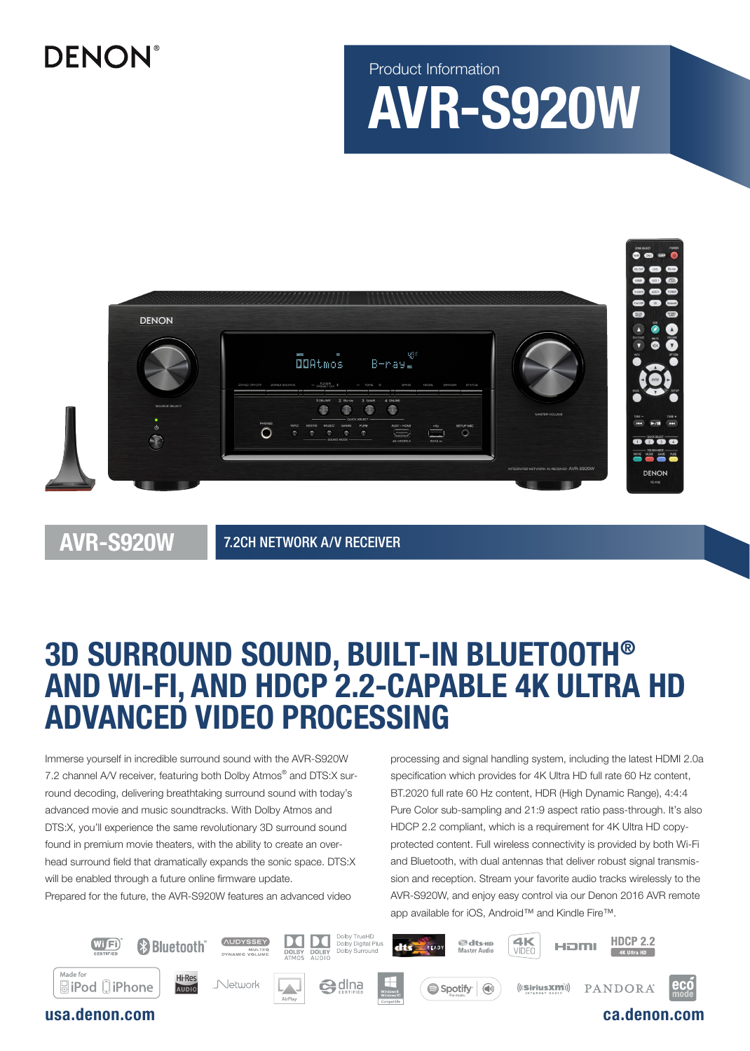DENON®

Product Information

# AVR-S920W

## AVR-S920W

7.2CH NETWORK A/V RECEIVER

# 3D SURROUND SOUND, BUILT-IN BLUETOOTH® AND WI-FI, AND HDCP 2.2-CAPABLE 4K ULTRA HD ADVANCED VIDEO PROCESSING

Immerse yourself in incredible surround sound with the AVR-S920W 7.2 channel A/V receiver, featuring both Dolby Atmos® and DTS:X surround decoding, delivering breathtaking surround sound with today's advanced movie and music soundtracks. With Dolby Atmos and DTS:X, you'll experience the same revolutionary 3D surround sound found in premium movie theaters, with the ability to create an overhead surround field that dramatically expands the sonic space. DTS:X will be enabled through a future online firmware update.

Prepared for the future, the AVR-S920W features an advanced video processing and signal handling system, including the latest HDMI 2.0a specification which provides for 4K Ultra HD full rate 60 Hz content, BT.2020 full rate 60 Hz content, HDR (High Dynamic Range), 4:4:4 Pure Color sub-sampling and 21:9 aspect ratio pass-through. It's also HDCP 2.2 compliant, which is a requirement for 4K Ultra HD copy-protected content. Full wireless connectivity is provided by both Wi-Fi and Bluetooth, with dual antennas that deliver robust signal transmission and reception. Stream your favorite audio tracks wirelessly to the AVR-S920W, and enjoy easy control via our Denon 2016 AVR remote app available for iOS, Android™ and Kindle Fire™.

Wi-Fi CERTIFIED | Bluetooth | AUDYSSEY MULTEQ DYNAMIC VOLUME | DOLBY ATMOS | DOLBY AUDIO | Dolby TrueHD Dolby Digital Plus Dolby Surround | dts:X READY | dts-HD Master Audio | 4K VIDEO | HDMI | HDCP 2.2 4K Ultra HD

Made for iPod iPhone | Hi-Res AUDIO | Network | AirPlay | dlna CERTIFIED | Windows 8 Windows RT Compatible | Spotify | SiriusXM INTERNET RADIO | PANDORA | eco mode

usa.denon.com

ca.denon.com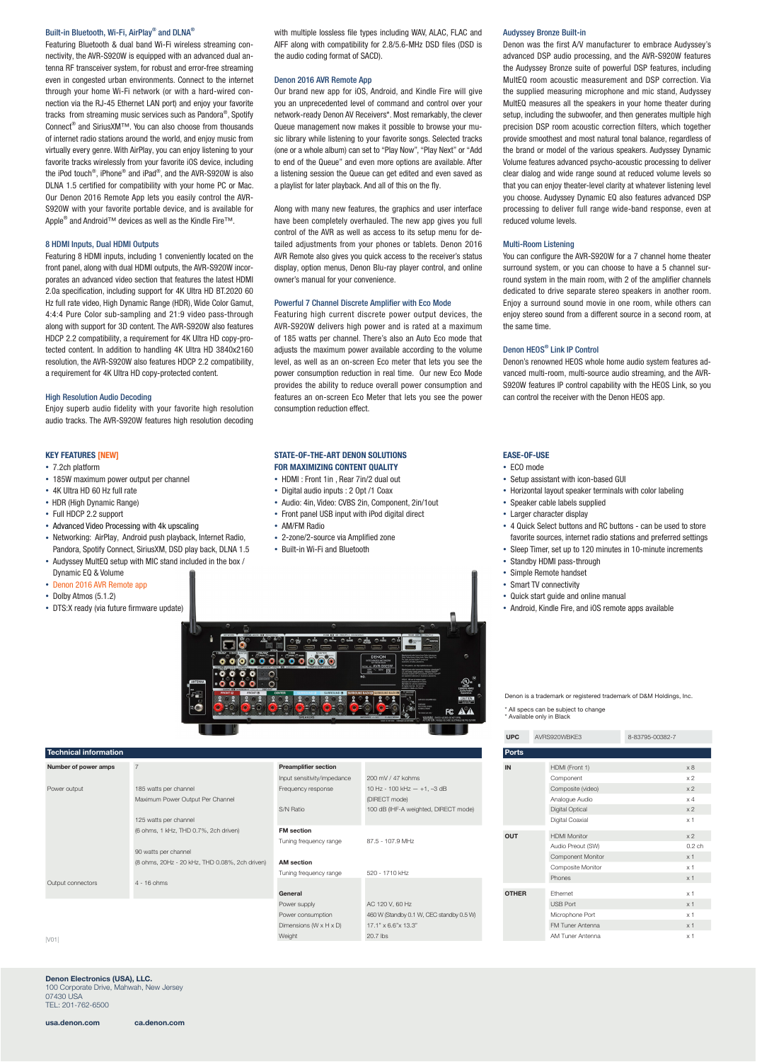### Built-in Bluetooth, Wi-Fi, AirPlay® and DLNA®

Featuring Bluetooth & dual band Wi-Fi wireless streaming connectivity, the AVR-S920W is equipped with an advanced dual antenna RF transceiver system, for robust and error-free streaming even in congested urban environments. Connect to the internet through your home Wi-Fi network (or with a hard-wired connection via the RJ-45 Ethernet LAN port) and enjoy your favorite tracks from streaming music services such as Pandora®, Spotify Connect® and SiriusXM™. You can also choose from thousands of internet radio stations around the world, and enjoy music from virtually every genre. With AirPlay, you can enjoy listening to your favorite tracks wirelessly from your favorite iOS device, including the iPod touch®, iPhone® and iPad®, and the AVR-S920W is also DLNA 1.5 certified for compatibility with your home PC or Mac. Our Denon 2016 Remote App lets you easily control the AVR-S920W with your favorite portable device, and is available for Apple® and Android™ devices as well as the Kindle Fire™.

### 8 HDMI Inputs, Dual HDMI Outputs

Featuring 8 HDMI inputs, including 1 conveniently located on the front panel, along with dual HDMI outputs, the AVR-S920W incorporates an advanced video section that features the latest HDMI 2.0a specification, including support for 4K Ultra HD BT.2020 60 Hz full rate video, High Dynamic Range (HDR), Wide Color Gamut, 4:4:4 Pure Color sub-sampling and 21:9 video pass-through along with support for 3D content. The AVR-S920W also features HDCP 2.2 compatibility, a requirement for 4K Ultra HD copy-protected content. In addition to handling 4K Ultra HD 3840x2160 resolution, the AVR-S920W also features HDCP 2.2 compatibility, a requirement for 4K Ultra HD copy-protected content.

### High Resolution Audio Decoding

Enjoy superb audio fidelity with your favorite high resolution audio tracks. The AVR-S920W features high resolution decoding with multiple lossless file types including WAV, ALAC, FLAC and AIFF along with compatibility for 2.8/5.6-MHz DSD files (DSD is the audio coding format of SACD).

### Denon 2016 AVR Remote App

Our brand new app for iOS, Android, and Kindle Fire will give you an unprecedented level of command and control over your network-ready Denon AV Receivers*. Most remarkably, the clever Queue management now makes it possible to browse your music library while listening to your favorite songs. Selected tracks (one or a whole album) can set to "Play Now", "Play Next" or "Add to end of the Queue" and even more options are available. After a listening session the Queue can get edited and even saved as a playlist for later playback. And all of this on the fly.

Along with many new features, the graphics and user interface have been completely overhauled. The new app gives you full control of the AVR as well as access to its setup menu for detailed adjustments from your phones or tablets. Denon 2016 AVR Remote also gives you quick access to the receiver's status display, option menus, Denon Blu-ray player control, and online owner's manual for your convenience.

### Powerful 7 Channel Discrete Amplifier with Eco Mode

Featuring high current discrete power output devices, the AVR-S920W delivers high power and is rated at a maximum of 185 watts per channel. There's also an Auto Eco mode that adjusts the maximum power available according to the volume level, as well as an on-screen Eco meter that lets you see the power consumption reduction in real time. Our new Eco Mode provides the ability to reduce overall power consumption and features an on-screen Eco Meter that lets you see the power consumption reduction effect.

### Audyssey Bronze Built-in

Denon was the first A/V manufacturer to embrace Audyssey's advanced DSP audio processing, and the AVR-S920W features the Audyssey Bronze suite of powerful DSP features, including MultEQ room acoustic measurement and DSP correction. Via the supplied measuring microphone and mic stand, Audyssey MultEQ measures all the speakers in your home theater during setup, including the subwoofer, and then generates multiple high precision DSP room acoustic correction filters, which together provide smoothest and most natural tonal balance, regardless of the brand or model of the various speakers. Audyssey Dynamic Volume features advanced psycho-acoustic processing to deliver clear dialog and wide range sound at reduced volume levels so that you can enjoy theater-level clarity at whatever listening level you choose. Audyssey Dynamic EQ also features advanced DSP processing to deliver full range wide-band response, even at reduced volume levels.

### Multi-Room Listening

You can configure the AVR-S920W for a 7 channel home theater surround system, or you can choose to have a 5 channel surround system in the main room, with 2 of the amplifier channels dedicated to drive separate stereo speakers in another room. Enjoy a surround sound movie in one room, while others can enjoy stereo sound from a different source in a second room, at the same time.

### Denon HEOS® Link IP Control

Denon's renowned HEOS whole home audio system features advanced multi-room, multi-source audio streaming, and the AVR-S920W features IP control capability with the HEOS Link, so you can control the receiver with the Denon HEOS app.

### KEY FEATURES [NEW]

- 7.2ch platform
- 185W maximum power output per channel
- 4K Ultra HD 60 Hz full rate
- HDR (High Dynamic Range)
- Full HDCP 2.2 support
- Advanced Video Processing with 4k upscaling
- Networking: AirPlay, Android push playback, Internet Radio, Pandora, Spotify Connect, SiriusXM, DSD play back, DLNA 1.5
- Audyssey MultEQ setup with MIC stand included in the box / Dynamic EQ & Volume
- Denon 2016 AVR Remote app
- Dolby Atmos (5.1.2)
- DTS:X ready (via future firmware update)

### STATE-OF-THE-ART DENON SOLUTIONS FOR MAXIMIZING CONTENT QUALITY

- HDMI : Front 1in , Rear 7in/2 dual out
- Digital audio inputs : 2 Opt /1 Coax
- Audio: 4in, Video: CVBS 2in, Component, 2in/1out
- Front panel USB input with iPod digital direct
- AM/FM Radio
- 2-zone/2-source via Amplified zone
- Built-in Wi-Fi and Bluetooth

### EASE-OF-USE

- ECO mode
- Setup assistant with icon-based GUI
- Horizontal layout speaker terminals with color labeling
- Speaker cable labels supplied
- Larger character display
- 4 Quick Select buttons and RC buttons - can be used to store favorite sources, internet radio stations and preferred settings
- Sleep Timer, set up to 120 minutes in 10-minute increments
- Standby HDMI pass-through
- Simple Remote handset
- Smart TV connectivity
- Quick start guide and online manual
- Android, Kindle Fire, and iOS remote apps available

Denon is a trademark or registered trademark of D&M Holdings, Inc.

\* All specs can be subject to change
\* Available only in Black

### Technical information

| | |
|---|---|
| **Number of power amps** | 7 |
| Power output | 185 watts per channel<br>Maximum Power Output Per Channel<br><br>125 watts per channel<br>(6 ohms, 1 kHz, THD 0.7%, 2ch driven)<br><br>90 watts per channel<br>(8 ohms, 20Hz - 20 kHz, THD 0.08%, 2ch driven) |
| Output connectors | 4 - 16 ohms |

| | |
|---|---|
| **Preamplifier section** | |
| Input sensitivity/impedance | 200 mV / 47 kohms |
| Frequency response | 10 Hz - 100 kHz — +1, –3 dB (DIRECT mode) |
| S/N Ratio | 100 dB (IHF-A weighted, DIRECT mode) |
| **FM section** | |
| Tuning frequency range | 87.5 - 107.9 MHz |
| **AM section** | |
| Tuning frequency range | 520 - 1710 kHz |
| **General** | |
| Power supply | AC 120 V, 60 Hz |
| Power consumption | 460 W (Standby 0.1 W, CEC standby 0.5 W) |
| Dimensions (W x H x D) | 17.1" x 6.6"x 13.3" |
| Weight | 20.7 lbs |

| UPC | AVRS920WBKE3 | 8-83795-00382-7 |
|---|---|---|

| Ports | | |
|---|---|---|
| **IN** | HDMI (Front 1) | x 8 |
| | Component | x 2 |
| | Composite (video) | x 2 |
| | Analogue Audio | x 4 |
| | Digital Optical | x 2 |
| | Digital Coaxial | x 1 |
| **OUT** | HDMI Monitor | x 2 |
| | Audio Preout (SW) | 0.2 ch |
| | Component Monitor | x 1 |
| | Composite Monitor | x 1 |
| | Phones | x 1 |
| **OTHER** | Ethernet | x 1 |
| | USB Port | x 1 |
| | Microphone Port | x 1 |
| | FM Tuner Antenna | x 1 |
| | AM Tuner Antenna | x 1 |

|V01|

**Denon Electronics (USA), LLC.**
100 Corporate Drive, Mahwah, New Jersey
07430 USA
TEL: 201-762-6500

**usa.denon.com** **ca.denon.com**